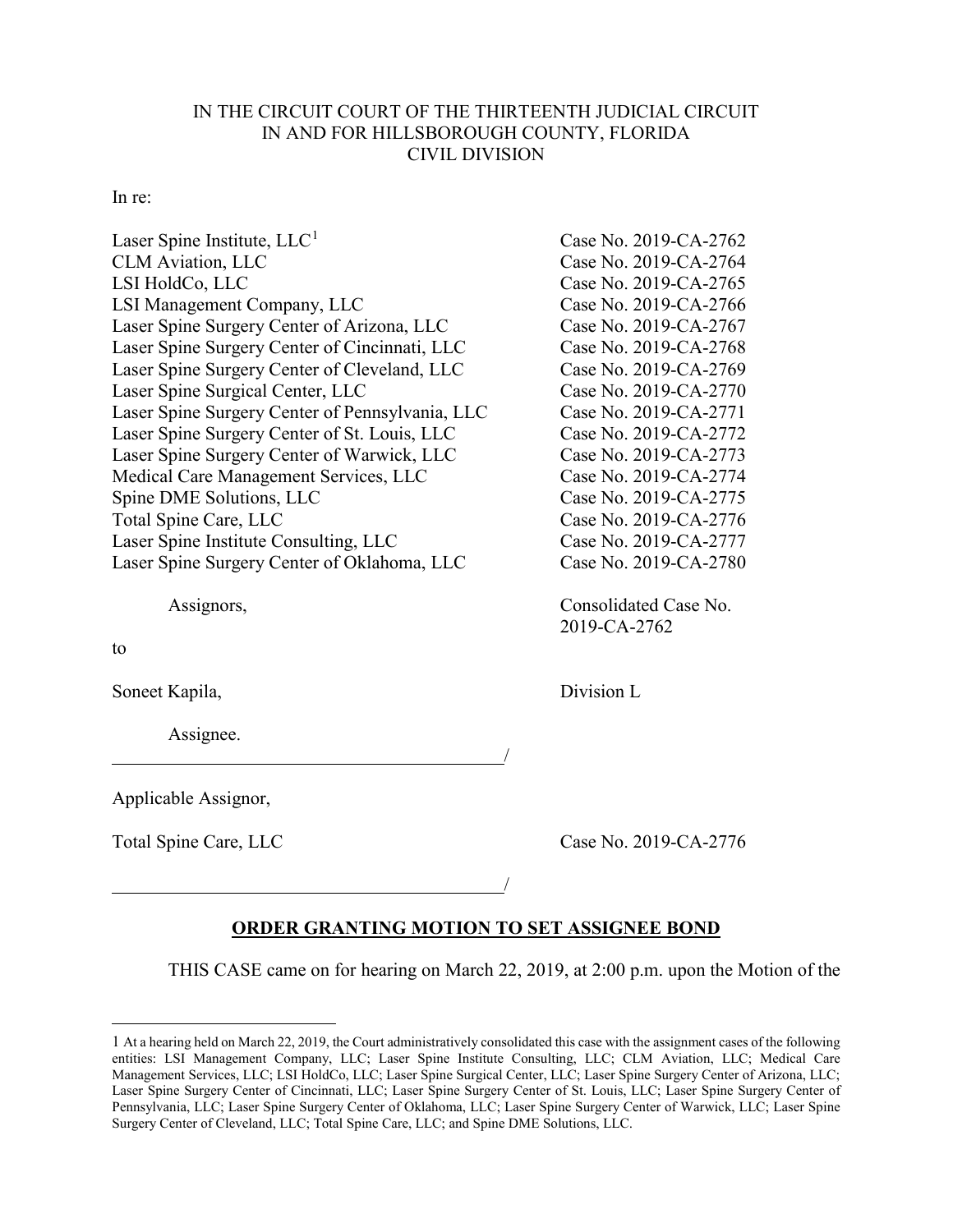IN THE CIRCUIT COURT OF THE THIRTEENTH JUDICIAL CIRCUIT
IN AND FOR HILLSBOROUGH COUNTY, FLORIDA
CIVIL DIVISION

In re:

| | |
|---|---|
| Laser Spine Institute, LLC[1] | Case No. 2019-CA-2762 |
| CLM Aviation, LLC | Case No. 2019-CA-2764 |
| LSI HoldCo, LLC | Case No. 2019-CA-2765 |
| LSI Management Company, LLC | Case No. 2019-CA-2766 |
| Laser Spine Surgery Center of Arizona, LLC | Case No. 2019-CA-2767 |
| Laser Spine Surgery Center of Cincinnati, LLC | Case No. 2019-CA-2768 |
| Laser Spine Surgery Center of Cleveland, LLC | Case No. 2019-CA-2769 |
| Laser Spine Surgical Center, LLC | Case No. 2019-CA-2770 |
| Laser Spine Surgery Center of Pennsylvania, LLC | Case No. 2019-CA-2771 |
| Laser Spine Surgery Center of St. Louis, LLC | Case No. 2019-CA-2772 |
| Laser Spine Surgery Center of Warwick, LLC | Case No. 2019-CA-2773 |
| Medical Care Management Services, LLC | Case No. 2019-CA-2774 |
| Spine DME Solutions, LLC | Case No. 2019-CA-2775 |
| Total Spine Care, LLC | Case No. 2019-CA-2776 |
| Laser Spine Institute Consulting, LLC | Case No. 2019-CA-2777 |
| Laser Spine Surgery Center of Oklahoma, LLC | Case No. 2019-CA-2780 |

Assignors, Consolidated Case No. 2019-CA-2762

to

Soneet Kapila, Division L

Assignee.

_______________________________________/

Applicable Assignor,

Total Spine Care, LLC Case No. 2019-CA-2776

_______________________________________/

**ORDER GRANTING MOTION TO SET ASSIGNEE BOND**

THIS CASE came on for hearing on March 22, 2019, at 2:00 p.m. upon the Motion of the

---

[1] At a hearing held on March 22, 2019, the Court administratively consolidated this case with the assignment cases of the following entities: LSI Management Company, LLC; Laser Spine Institute Consulting, LLC; CLM Aviation, LLC; Medical Care Management Services, LLC; LSI HoldCo, LLC; Laser Spine Surgical Center, LLC; Laser Spine Surgery Center of Arizona, LLC; Laser Spine Surgery Center of Cincinnati, LLC; Laser Spine Surgery Center of St. Louis, LLC; Laser Spine Surgery Center of Pennsylvania, LLC; Laser Spine Surgery Center of Oklahoma, LLC; Laser Spine Surgery Center of Warwick, LLC; Laser Spine Surgery Center of Cleveland, LLC; Total Spine Care, LLC; and Spine DME Solutions, LLC.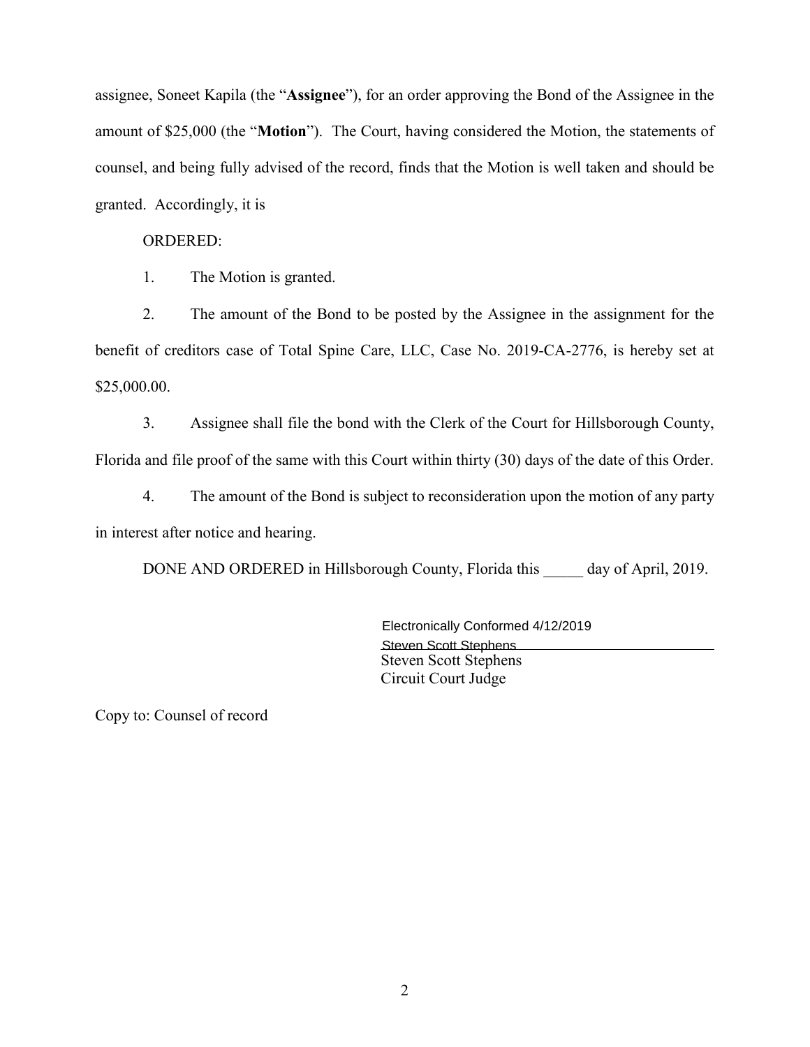assignee, Soneet Kapila (the "**Assignee**"), for an order approving the Bond of the Assignee in the amount of $25,000 (the "**Motion**"). The Court, having considered the Motion, the statements of counsel, and being fully advised of the record, finds that the Motion is well taken and should be granted. Accordingly, it is

ORDERED:

1. The Motion is granted.

2. The amount of the Bond to be posted by the Assignee in the assignment for the benefit of creditors case of Total Spine Care, LLC, Case No. 2019-CA-2776, is hereby set at $25,000.00.

3. Assignee shall file the bond with the Clerk of the Court for Hillsborough County, Florida and file proof of the same with this Court within thirty (30) days of the date of this Order.

4. The amount of the Bond is subject to reconsideration upon the motion of any party in interest after notice and hearing.

DONE AND ORDERED in Hillsborough County, Florida this _____ day of April, 2019.

Electronically Conformed 4/12/2019
Steven Scott Stephens
Steven Scott Stephens
Circuit Court Judge

Copy to: Counsel of record